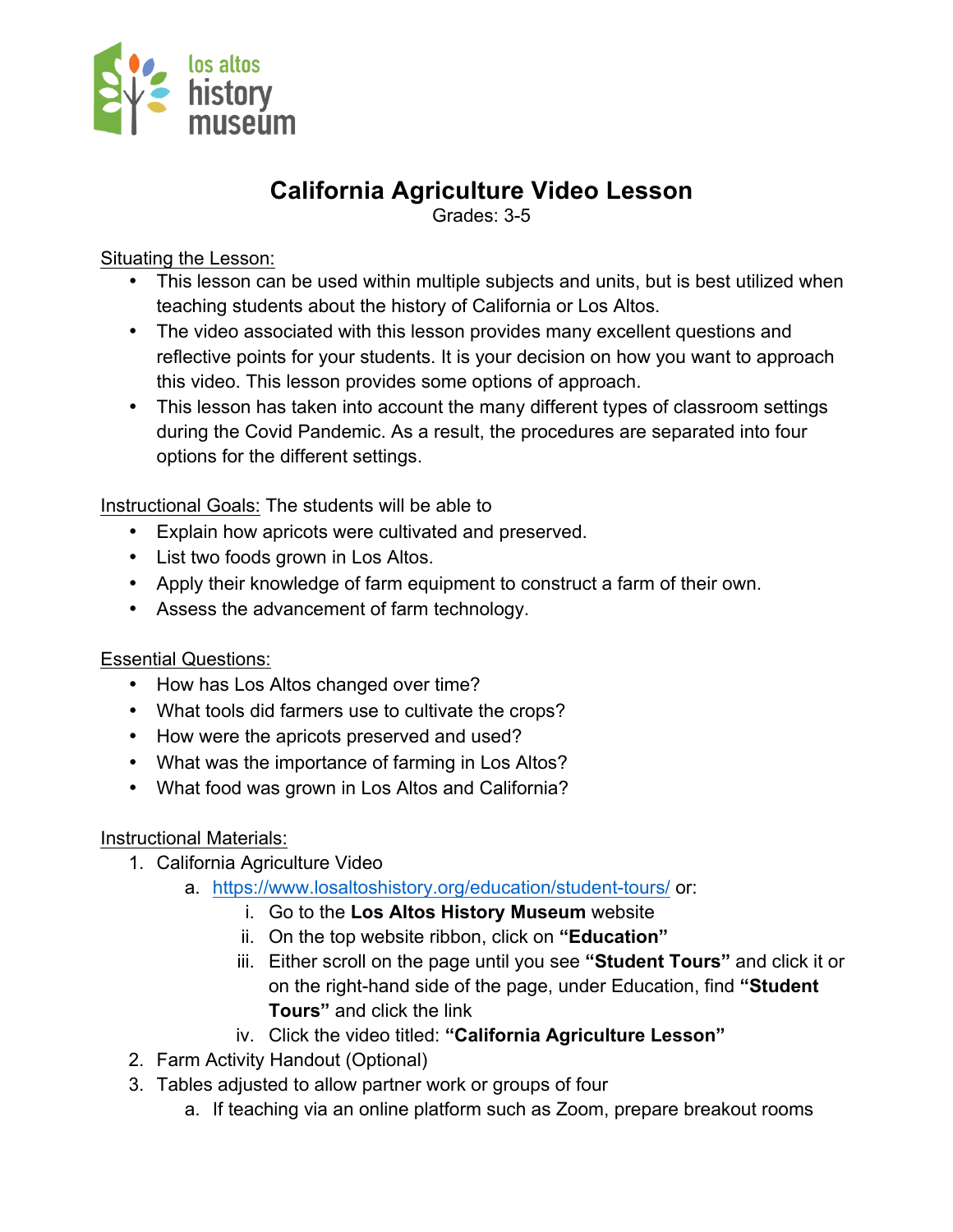los altos history museum

# California Agriculture Video Lesson

Grades: 3-5

Situating the Lesson:

- This lesson can be used within multiple subjects and units, but is best utilized when teaching students about the history of California or Los Altos.
- The video associated with this lesson provides many excellent questions and reflective points for your students. It is your decision on how you want to approach this video. This lesson provides some options of approach.
- This lesson has taken into account the many different types of classroom settings during the Covid Pandemic. As a result, the procedures are separated into four options for the different settings.

Instructional Goals: The students will be able to

- Explain how apricots were cultivated and preserved.
- List two foods grown in Los Altos.
- Apply their knowledge of farm equipment to construct a farm of their own.
- Assess the advancement of farm technology.

Essential Questions:

- How has Los Altos changed over time?
- What tools did farmers use to cultivate the crops?
- How were the apricots preserved and used?
- What was the importance of farming in Los Altos?
- What food was grown in Los Altos and California?

Instructional Materials:

1. California Agriculture Video
   a. https://www.losaltoshistory.org/education/student-tours/ or:
      i. Go to the **Los Altos History Museum** website
      ii. On the top website ribbon, click on **"Education"**
      iii. Either scroll on the page until you see **"Student Tours"** and click it or on the right-hand side of the page, under Education, find **"Student Tours"** and click the link
      iv. Click the video titled: **"California Agriculture Lesson"**
2. Farm Activity Handout (Optional)
3. Tables adjusted to allow partner work or groups of four
   a. If teaching via an online platform such as Zoom, prepare breakout rooms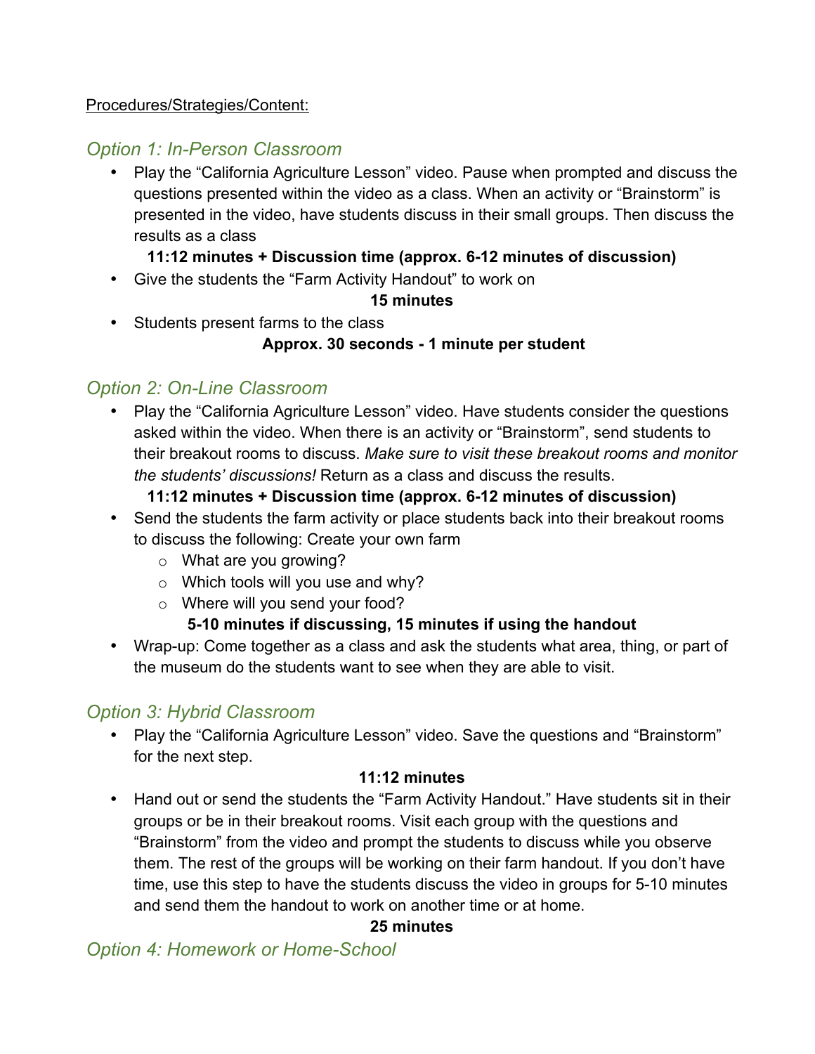<u>Procedures/Strategies/Content:</u>

## *Option 1: In-Person Classroom*

- Play the "California Agriculture Lesson" video. Pause when prompted and discuss the questions presented within the video as a class. When an activity or "Brainstorm" is presented in the video, have students discuss in their small groups. Then discuss the results as a class

  **11:12 minutes + Discussion time (approx. 6-12 minutes of discussion)**

- Give the students the "Farm Activity Handout" to work on

  **15 minutes**

- Students present farms to the class

  **Approx. 30 seconds - 1 minute per student**

## *Option 2: On-Line Classroom*

- Play the "California Agriculture Lesson" video. Have students consider the questions asked within the video. When there is an activity or "Brainstorm", send students to their breakout rooms to discuss. *Make sure to visit these breakout rooms and monitor the students' discussions!* Return as a class and discuss the results.

  **11:12 minutes + Discussion time (approx. 6-12 minutes of discussion)**

- Send the students the farm activity or place students back into their breakout rooms to discuss the following: Create your own farm
  - What are you growing?
  - Which tools will you use and why?
  - Where will you send your food?

  **5-10 minutes if discussing, 15 minutes if using the handout**

- Wrap-up: Come together as a class and ask the students what area, thing, or part of the museum do the students want to see when they are able to visit.

## *Option 3: Hybrid Classroom*

- Play the "California Agriculture Lesson" video. Save the questions and "Brainstorm" for the next step.

  **11:12 minutes**

- Hand out or send the students the "Farm Activity Handout." Have students sit in their groups or be in their breakout rooms. Visit each group with the questions and "Brainstorm" from the video and prompt the students to discuss while you observe them. The rest of the groups will be working on their farm handout. If you don't have time, use this step to have the students discuss the video in groups for 5-10 minutes and send them the handout to work on another time or at home.

  **25 minutes**

## *Option 4: Homework or Home-School*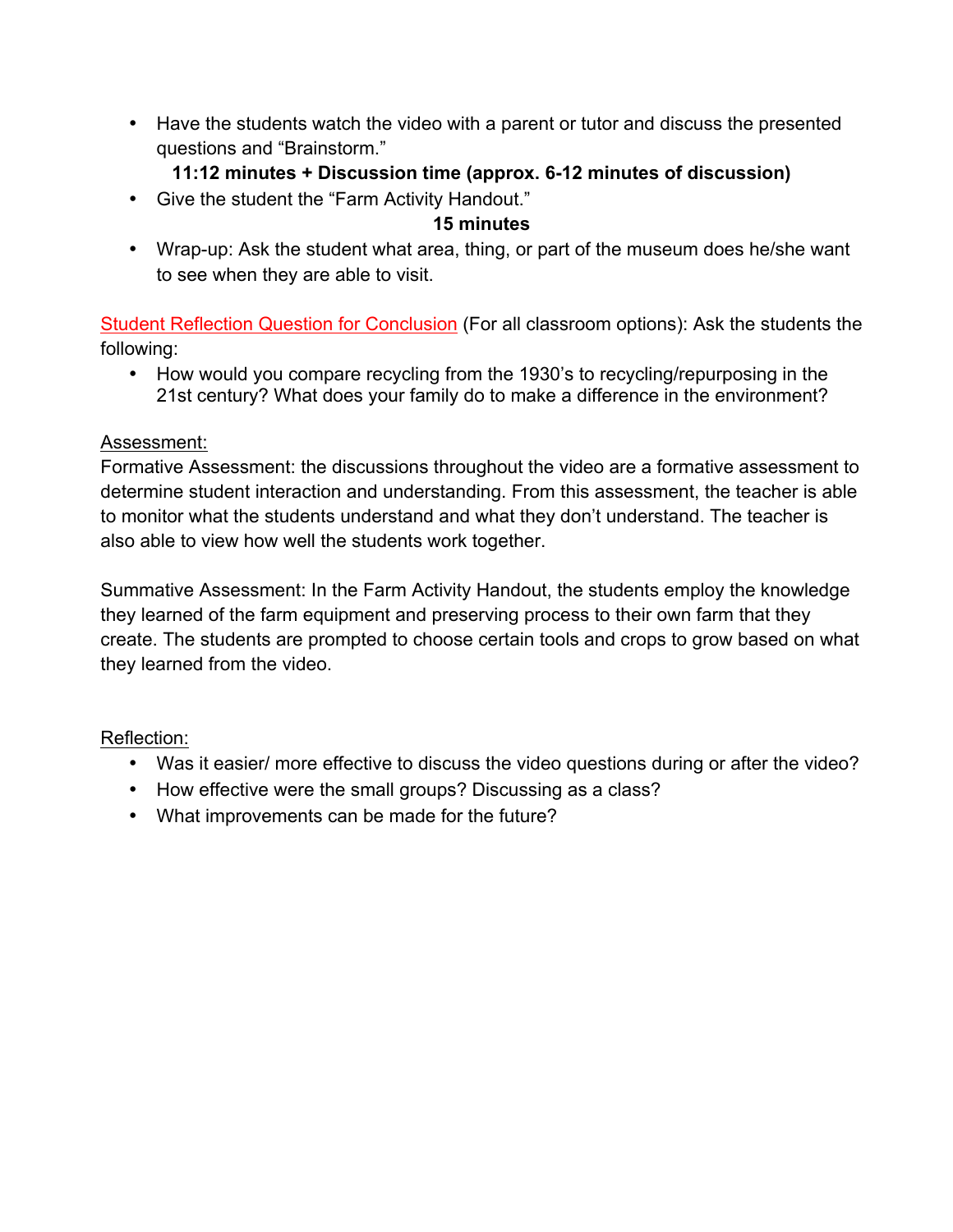- Have the students watch the video with a parent or tutor and discuss the presented questions and "Brainstorm."

  **11:12 minutes + Discussion time (approx. 6-12 minutes of discussion)**

- Give the student the "Farm Activity Handout."

  **15 minutes**

- Wrap-up: Ask the student what area, thing, or part of the museum does he/she want to see when they are able to visit.

Student Reflection Question for Conclusion (For all classroom options): Ask the students the following:

- How would you compare recycling from the 1930's to recycling/repurposing in the 21st century? What does your family do to make a difference in the environment?

Assessment:

Formative Assessment: the discussions throughout the video are a formative assessment to determine student interaction and understanding. From this assessment, the teacher is able to monitor what the students understand and what they don't understand. The teacher is also able to view how well the students work together.

Summative Assessment: In the Farm Activity Handout, the students employ the knowledge they learned of the farm equipment and preserving process to their own farm that they create. The students are prompted to choose certain tools and crops to grow based on what they learned from the video.

Reflection:

- Was it easier/ more effective to discuss the video questions during or after the video?
- How effective were the small groups? Discussing as a class?
- What improvements can be made for the future?